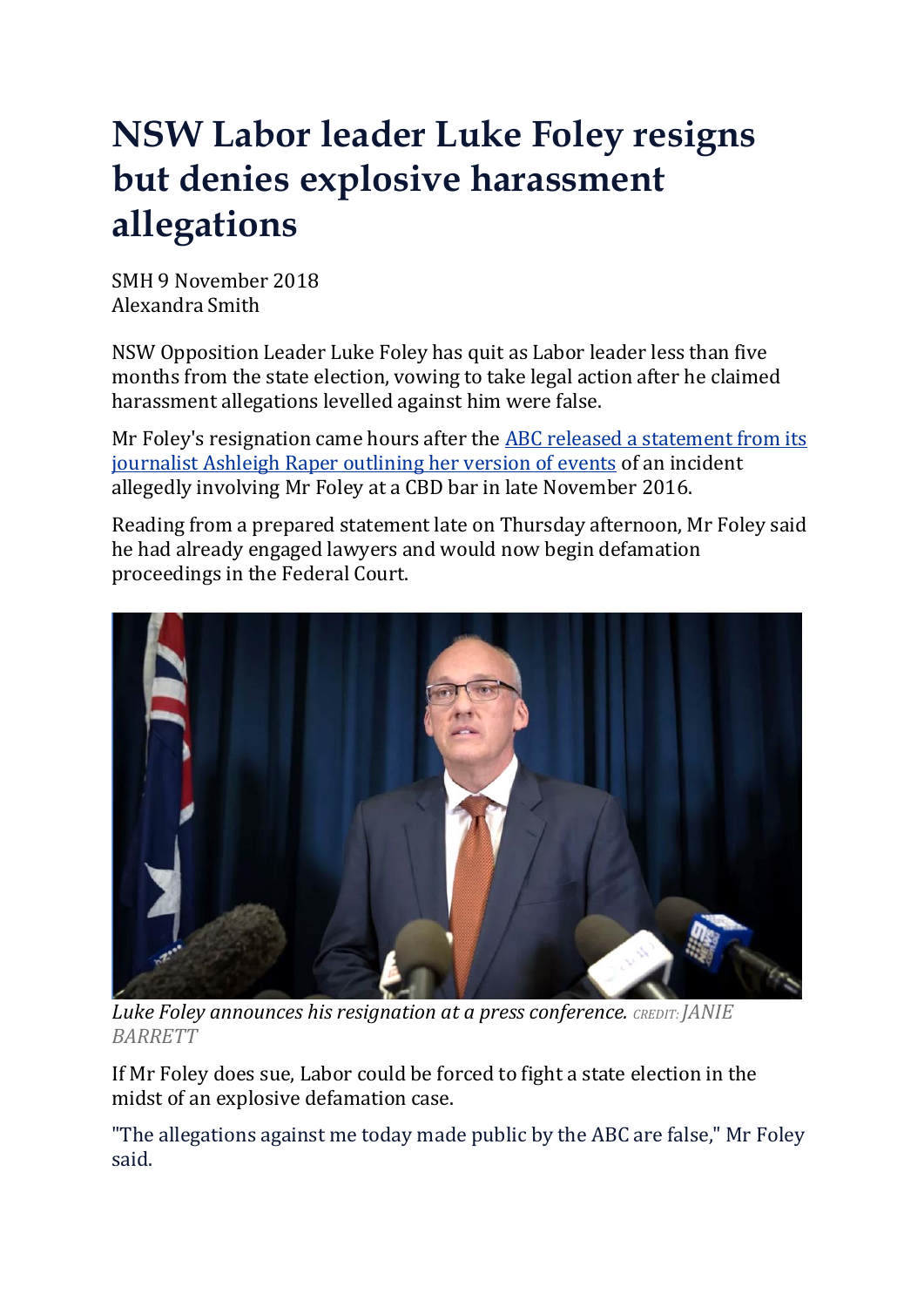# NSW Labor leader Luke Foley resigns but denies explosive harassment allegations

SMH 9 November 2018
Alexandra Smith

NSW Opposition Leader Luke Foley has quit as Labor leader less than five months from the state election, vowing to take legal action after he claimed harassment allegations levelled against him were false.

Mr Foley's resignation came hours after the ABC released a statement from its journalist Ashleigh Raper outlining her version of events of an incident allegedly involving Mr Foley at a CBD bar in late November 2016.

Reading from a prepared statement late on Thursday afternoon, Mr Foley said he had already engaged lawyers and would now begin defamation proceedings in the Federal Court.

*Luke Foley announces his resignation at a press conference.* CREDIT: *JANIE BARRETT*

If Mr Foley does sue, Labor could be forced to fight a state election in the midst of an explosive defamation case.

"The allegations against me today made public by the ABC are false," Mr Foley said.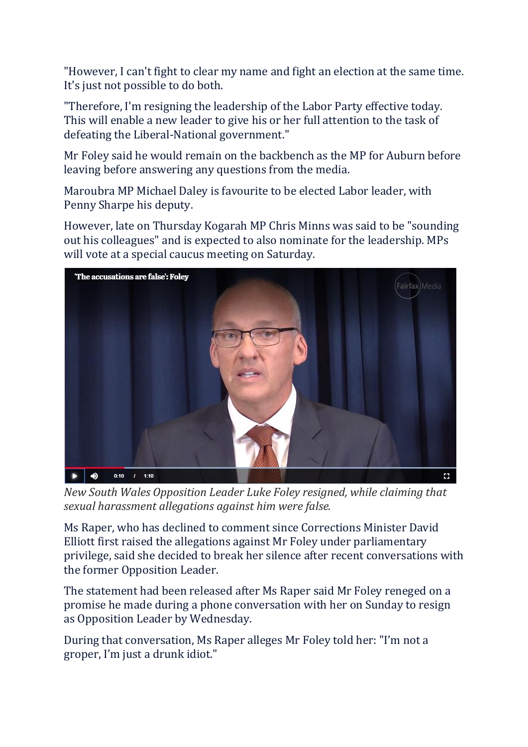"However, I can't fight to clear my name and fight an election at the same time. It's just not possible to do both.

"Therefore, I'm resigning the leadership of the Labor Party effective today. This will enable a new leader to give his or her full attention to the task of defeating the Liberal-National government."

Mr Foley said he would remain on the backbench as the MP for Auburn before leaving before answering any questions from the media.

Maroubra MP Michael Daley is favourite to be elected Labor leader, with Penny Sharpe his deputy.

However, late on Thursday Kogarah MP Chris Minns was said to be "sounding out his colleagues" and is expected to also nominate for the leadership. MPs will vote at a special caucus meeting on Saturday.

*New South Wales Opposition Leader Luke Foley resigned, while claiming that sexual harassment allegations against him were false.*

Ms Raper, who has declined to comment since Corrections Minister David Elliott first raised the allegations against Mr Foley under parliamentary privilege, said she decided to break her silence after recent conversations with the former Opposition Leader.

The statement had been released after Ms Raper said Mr Foley reneged on a promise he made during a phone conversation with her on Sunday to resign as Opposition Leader by Wednesday.

During that conversation, Ms Raper alleges Mr Foley told her: "I'm not a groper, I'm just a drunk idiot."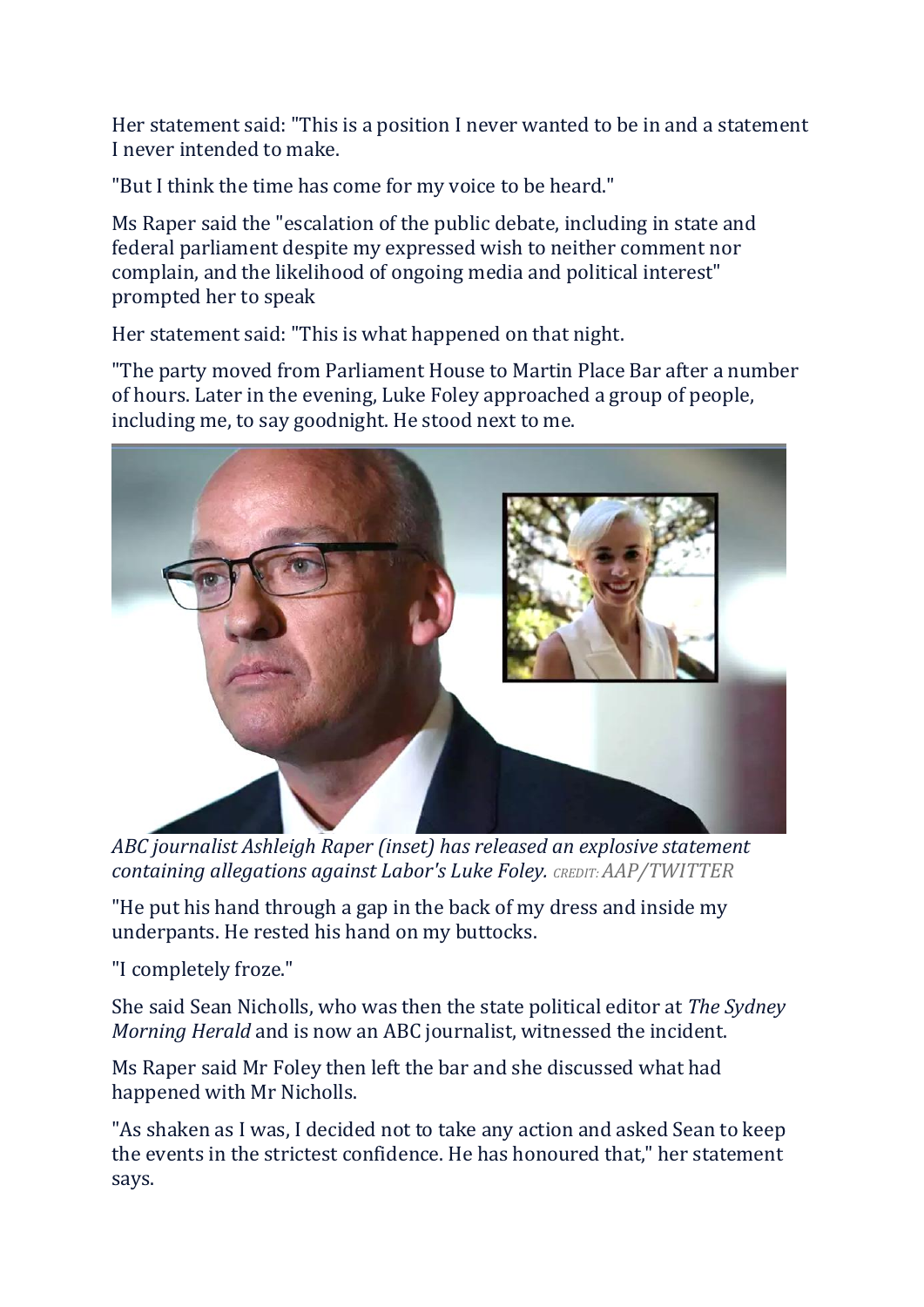Her statement said: "This is a position I never wanted to be in and a statement I never intended to make.

"But I think the time has come for my voice to be heard."

Ms Raper said the "escalation of the public debate, including in state and federal parliament despite my expressed wish to neither comment nor complain, and the likelihood of ongoing media and political interest" prompted her to speak

Her statement said: "This is what happened on that night.

"The party moved from Parliament House to Martin Place Bar after a number of hours. Later in the evening, Luke Foley approached a group of people, including me, to say goodnight. He stood next to me.

*ABC journalist Ashleigh Raper (inset) has released an explosive statement containing allegations against Labor's Luke Foley.* CREDIT: *AAP/TWITTER*

"He put his hand through a gap in the back of my dress and inside my underpants. He rested his hand on my buttocks.

"I completely froze."

She said Sean Nicholls, who was then the state political editor at *The Sydney Morning Herald* and is now an ABC journalist, witnessed the incident.

Ms Raper said Mr Foley then left the bar and she discussed what had happened with Mr Nicholls.

"As shaken as I was, I decided not to take any action and asked Sean to keep the events in the strictest confidence. He has honoured that," her statement says.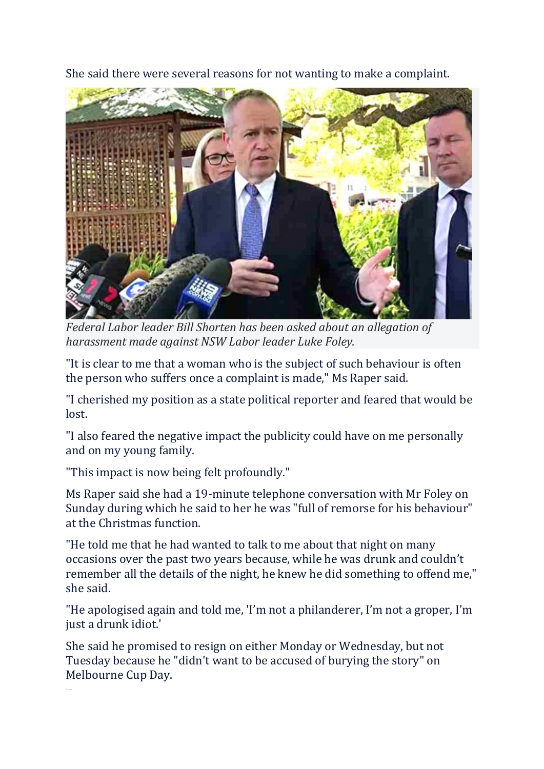She said there were several reasons for not wanting to make a complaint.

*Federal Labor leader Bill Shorten has been asked about an allegation of harassment made against NSW Labor leader Luke Foley.*

"It is clear to me that a woman who is the subject of such behaviour is often the person who suffers once a complaint is made," Ms Raper said.

"I cherished my position as a state political reporter and feared that would be lost.

"I also feared the negative impact the publicity could have on me personally and on my young family.

"This impact is now being felt profoundly."

Ms Raper said she had a 19-minute telephone conversation with Mr Foley on Sunday during which he said to her he was "full of remorse for his behaviour" at the Christmas function.

"He told me that he had wanted to talk to me about that night on many occasions over the past two years because, while he was drunk and couldn't remember all the details of the night, he knew he did something to offend me," she said.

"He apologised again and told me, 'I'm not a philanderer, I'm not a groper, I'm just a drunk idiot.'

She said he promised to resign on either Monday or Wednesday, but not Tuesday because he "didn't want to be accused of burying the story" on Melbourne Cup Day.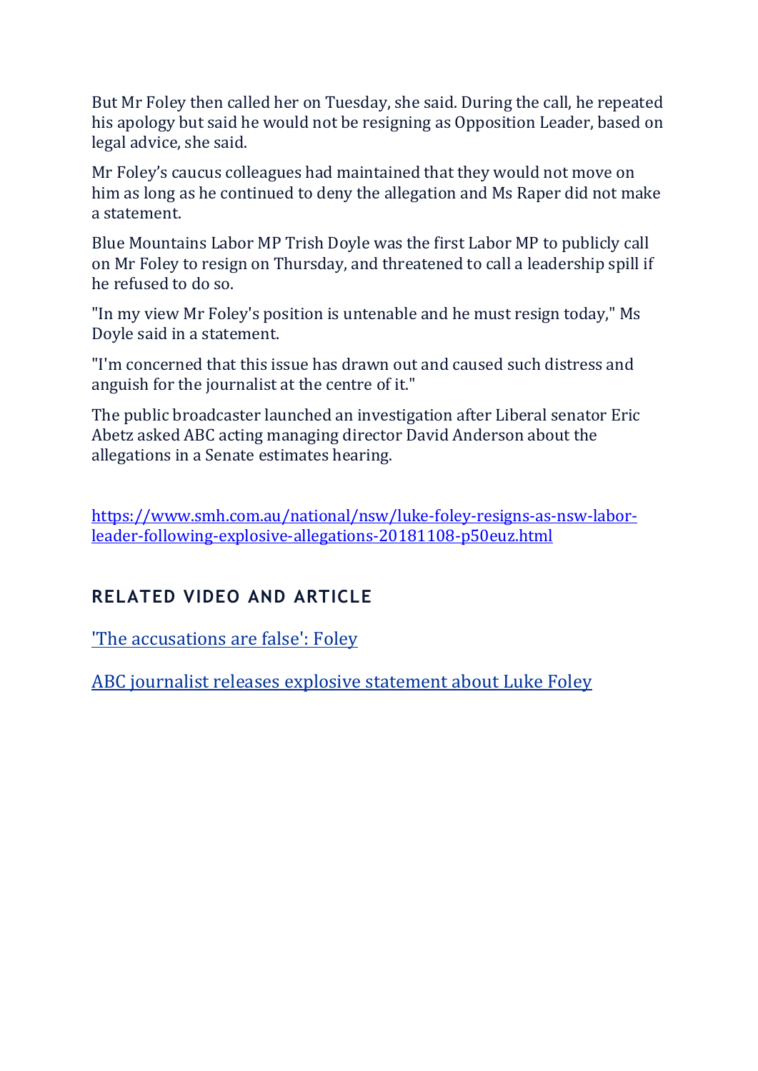But Mr Foley then called her on Tuesday, she said. During the call, he repeated his apology but said he would not be resigning as Opposition Leader, based on legal advice, she said.

Mr Foley's caucus colleagues had maintained that they would not move on him as long as he continued to deny the allegation and Ms Raper did not make a statement.

Blue Mountains Labor MP Trish Doyle was the first Labor MP to publicly call on Mr Foley to resign on Thursday, and threatened to call a leadership spill if he refused to do so.

"In my view Mr Foley's position is untenable and he must resign today," Ms Doyle said in a statement.

"I'm concerned that this issue has drawn out and caused such distress and anguish for the journalist at the centre of it."

The public broadcaster launched an investigation after Liberal senator Eric Abetz asked ABC acting managing director David Anderson about the allegations in a Senate estimates hearing.

[https://www.smh.com.au/national/nsw/luke-foley-resigns-as-nsw-labor-leader-following-explosive-allegations-20181108-p50euz.html](https://www.smh.com.au/national/nsw/luke-foley-resigns-as-nsw-labor-leader-following-explosive-allegations-20181108-p50euz.html)

## RELATED VIDEO AND ARTICLE

'The accusations are false': Foley

ABC journalist releases explosive statement about Luke Foley